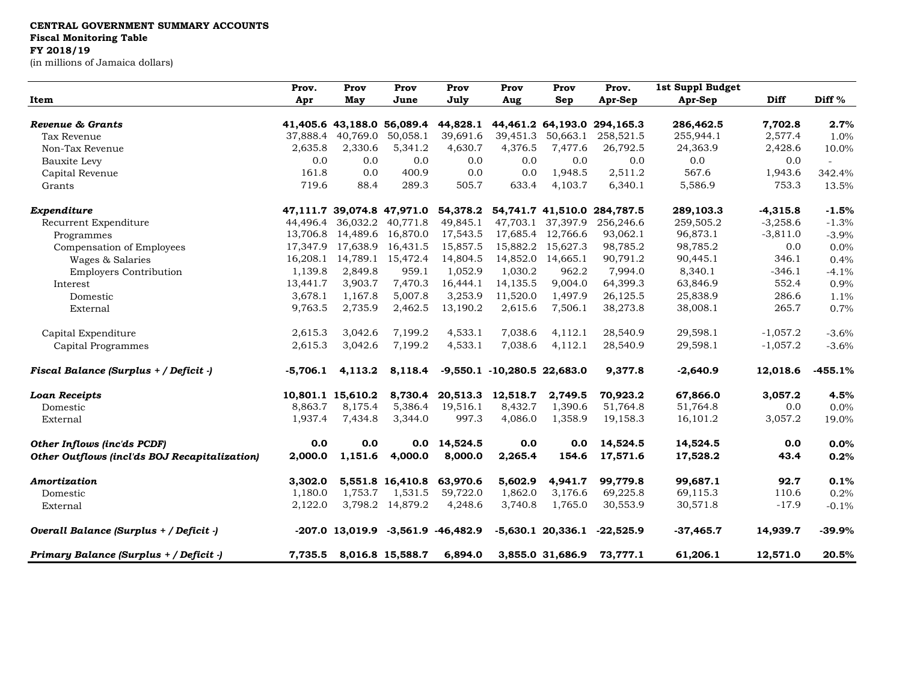**CENTRAL GOVERNMENT SUMMARY ACCOUNTS**
**Fiscal Monitoring Table**
**FY 2018/19**
(in millions of Jamaica dollars)

| Item | Prov. Apr | Prov May | Prov June | Prov July | Prov Aug | Prov Sep | Prov. Apr-Sep | 1st Suppl Budget Apr-Sep | Diff | Diff % |
|---|---|---|---|---|---|---|---|---|---|---|
| ***Revenue & Grants*** | **41,405.6** | **43,188.0** | **56,089.4** | **44,828.1** | **44,461.2** | **64,193.0** | **294,165.3** | **286,462.5** | **7,702.8** | **2.7%** |
| Tax Revenue | 37,888.4 | 40,769.0 | 50,058.1 | 39,691.6 | 39,451.3 | 50,663.1 | 258,521.5 | 255,944.1 | 2,577.4 | 1.0% |
| Non-Tax Revenue | 2,635.8 | 2,330.6 | 5,341.2 | 4,630.7 | 4,376.5 | 7,477.6 | 26,792.5 | 24,363.9 | 2,428.6 | 10.0% |
| Bauxite Levy | 0.0 | 0.0 | 0.0 | 0.0 | 0.0 | 0.0 | 0.0 | 0.0 | 0.0 | - |
| Capital Revenue | 161.8 | 0.0 | 400.9 | 0.0 | 0.0 | 1,948.5 | 2,511.2 | 567.6 | 1,943.6 | 342.4% |
| Grants | 719.6 | 88.4 | 289.3 | 505.7 | 633.4 | 4,103.7 | 6,340.1 | 5,586.9 | 753.3 | 13.5% |
| ***Expenditure*** | **47,111.7** | **39,074.8** | **47,971.0** | **54,378.2** | **54,741.7** | **41,510.0** | **284,787.5** | **289,103.3** | **-4,315.8** | **-1.5%** |
| Recurrent Expenditure | 44,496.4 | 36,032.2 | 40,771.8 | 49,845.1 | 47,703.1 | 37,397.9 | 256,246.6 | 259,505.2 | -3,258.6 | -1.3% |
| Programmes | 13,706.8 | 14,489.6 | 16,870.0 | 17,543.5 | 17,685.4 | 12,766.6 | 93,062.1 | 96,873.1 | -3,811.0 | -3.9% |
| Compensation of Employees | 17,347.9 | 17,638.9 | 16,431.5 | 15,857.5 | 15,882.2 | 15,627.3 | 98,785.2 | 98,785.2 | 0.0 | 0.0% |
| Wages & Salaries | 16,208.1 | 14,789.1 | 15,472.4 | 14,804.5 | 14,852.0 | 14,665.1 | 90,791.2 | 90,445.1 | 346.1 | 0.4% |
| Employers Contribution | 1,139.8 | 2,849.8 | 959.1 | 1,052.9 | 1,030.2 | 962.2 | 7,994.0 | 8,340.1 | -346.1 | -4.1% |
| Interest | 13,441.7 | 3,903.7 | 7,470.3 | 16,444.1 | 14,135.5 | 9,004.0 | 64,399.3 | 63,846.9 | 552.4 | 0.9% |
| Domestic | 3,678.1 | 1,167.8 | 5,007.8 | 3,253.9 | 11,520.0 | 1,497.9 | 26,125.5 | 25,838.9 | 286.6 | 1.1% |
| External | 9,763.5 | 2,735.9 | 2,462.5 | 13,190.2 | 2,615.6 | 7,506.1 | 38,273.8 | 38,008.1 | 265.7 | 0.7% |
| Capital Expenditure | 2,615.3 | 3,042.6 | 7,199.2 | 4,533.1 | 7,038.6 | 4,112.1 | 28,540.9 | 29,598.1 | -1,057.2 | -3.6% |
| Capital Programmes | 2,615.3 | 3,042.6 | 7,199.2 | 4,533.1 | 7,038.6 | 4,112.1 | 28,540.9 | 29,598.1 | -1,057.2 | -3.6% |
| ***Fiscal Balance (Surplus + / Deficit -)*** | **-5,706.1** | **4,113.2** | **8,118.4** | **-9,550.1** | **-10,280.5** | **22,683.0** | **9,377.8** | **-2,640.9** | **12,018.6** | **-455.1%** |
| ***Loan Receipts*** | **10,801.1** | **15,610.2** | **8,730.4** | **20,513.3** | **12,518.7** | **2,749.5** | **70,923.2** | **67,866.0** | **3,057.2** | **4.5%** |
| Domestic | 8,863.7 | 8,175.4 | 5,386.4 | 19,516.1 | 8,432.7 | 1,390.6 | 51,764.8 | 51,764.8 | 0.0 | 0.0% |
| External | 1,937.4 | 7,434.8 | 3,344.0 | 997.3 | 4,086.0 | 1,358.9 | 19,158.3 | 16,101.2 | 3,057.2 | 19.0% |
| ***Other Inflows (inc'ds PCDF)*** | **0.0** | **0.0** | **0.0** | **14,524.5** | **0.0** | **0.0** | **14,524.5** | **14,524.5** | **0.0** | **0.0%** |
| ***Other Outflows (incl'ds BOJ Recapitalization)*** | **2,000.0** | **1,151.6** | **4,000.0** | **8,000.0** | **2,265.4** | **154.6** | **17,571.6** | **17,528.2** | **43.4** | **0.2%** |
| ***Amortization*** | **3,302.0** | **5,551.8** | **16,410.8** | **63,970.6** | **5,602.9** | **4,941.7** | **99,779.8** | **99,687.1** | **92.7** | **0.1%** |
| Domestic | 1,180.0 | 1,753.7 | 1,531.5 | 59,722.0 | 1,862.0 | 3,176.6 | 69,225.8 | 69,115.3 | 110.6 | 0.2% |
| External | 2,122.0 | 3,798.2 | 14,879.2 | 4,248.6 | 3,740.8 | 1,765.0 | 30,553.9 | 30,571.8 | -17.9 | -0.1% |
| ***Overall Balance (Surplus + / Deficit -)*** | **-207.0** | **13,019.9** | **-3,561.9** | **-46,482.9** | **-5,630.1** | **20,336.1** | **-22,525.9** | **-37,465.7** | **14,939.7** | **-39.9%** |
| ***Primary Balance (Surplus + / Deficit -)*** | **7,735.5** | **8,016.8** | **15,588.7** | **6,894.0** | **3,855.0** | **31,686.9** | **73,777.1** | **61,206.1** | **12,571.0** | **20.5%** |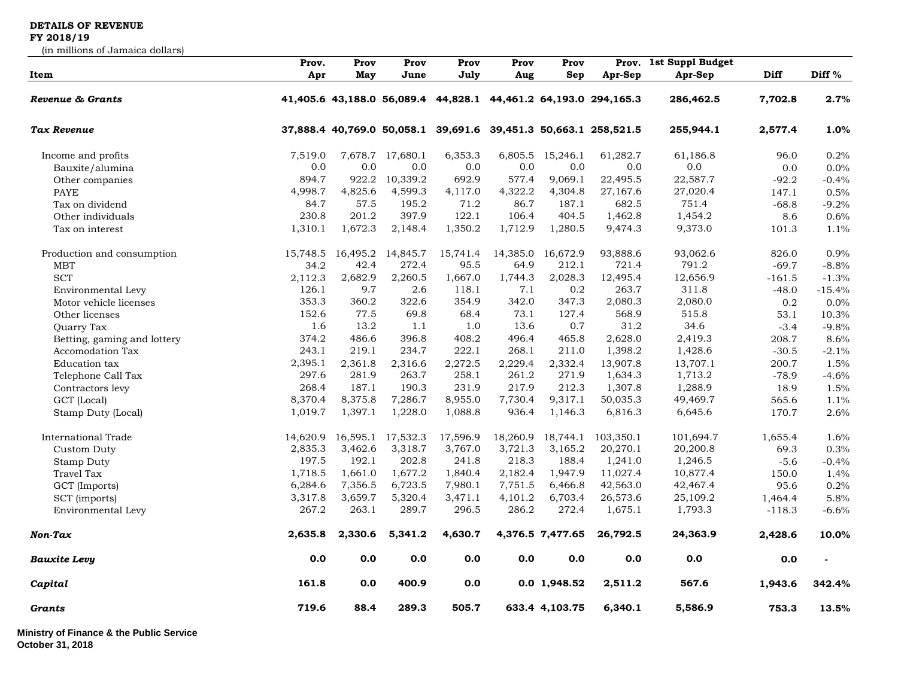**DETAILS OF REVENUE**
**FY 2018/19**
(in millions of Jamaica dollars)

| Item | Prov. Apr | Prov May | Prov June | Prov July | Prov Aug | Prov Sep | Prov. Apr-Sep | 1st Suppl Budget Apr-Sep | Diff | Diff % |
|---|---|---|---|---|---|---|---|---|---|---|
| ***Revenue & Grants*** | **41,405.6** | **43,188.0** | **56,089.4** | **44,828.1** | **44,461.2** | **64,193.0** | **294,165.3** | **286,462.5** | **7,702.8** | **2.7%** |
| ***Tax Revenue*** | **37,888.4** | **40,769.0** | **50,058.1** | **39,691.6** | **39,451.3** | **50,663.1** | **258,521.5** | **255,944.1** | **2,577.4** | **1.0%** |
| Income and profits | 7,519.0 | 7,678.7 | 17,680.1 | 6,353.3 | 6,805.5 | 15,246.1 | 61,282.7 | 61,186.8 | 96.0 | 0.2% |
| Bauxite/alumina | 0.0 | 0.0 | 0.0 | 0.0 | 0.0 | 0.0 | 0.0 | 0.0 | 0.0 | 0.0% |
| Other companies | 894.7 | 922.2 | 10,339.2 | 692.9 | 577.4 | 9,069.1 | 22,495.5 | 22,587.7 | -92.2 | -0.4% |
| PAYE | 4,998.7 | 4,825.6 | 4,599.3 | 4,117.0 | 4,322.2 | 4,304.8 | 27,167.6 | 27,020.4 | 147.1 | 0.5% |
| Tax on dividend | 84.7 | 57.5 | 195.2 | 71.2 | 86.7 | 187.1 | 682.5 | 751.4 | -68.8 | -9.2% |
| Other individuals | 230.8 | 201.2 | 397.9 | 122.1 | 106.4 | 404.5 | 1,462.8 | 1,454.2 | 8.6 | 0.6% |
| Tax on interest | 1,310.1 | 1,672.3 | 2,148.4 | 1,350.2 | 1,712.9 | 1,280.5 | 9,474.3 | 9,373.0 | 101.3 | 1.1% |
| Production and consumption | 15,748.5 | 16,495.2 | 14,845.7 | 15,741.4 | 14,385.0 | 16,672.9 | 93,888.6 | 93,062.6 | 826.0 | 0.9% |
| MBT | 34.2 | 42.4 | 272.4 | 95.5 | 64.9 | 212.1 | 721.4 | 791.2 | -69.7 | -8.8% |
| SCT | 2,112.3 | 2,682.9 | 2,260.5 | 1,667.0 | 1,744.3 | 2,028.3 | 12,495.4 | 12,656.9 | -161.5 | -1.3% |
| Environmental Levy | 126.1 | 9.7 | 2.6 | 118.1 | 7.1 | 0.2 | 263.7 | 311.8 | -48.0 | -15.4% |
| Motor vehicle licenses | 353.3 | 360.2 | 322.6 | 354.9 | 342.0 | 347.3 | 2,080.3 | 2,080.0 | 0.2 | 0.0% |
| Other licenses | 152.6 | 77.5 | 69.8 | 68.4 | 73.1 | 127.4 | 568.9 | 515.8 | 53.1 | 10.3% |
| Quarry Tax | 1.6 | 13.2 | 1.1 | 1.0 | 13.6 | 0.7 | 31.2 | 34.6 | -3.4 | -9.8% |
| Betting, gaming and lottery | 374.2 | 486.6 | 396.8 | 408.2 | 496.4 | 465.8 | 2,628.0 | 2,419.3 | 208.7 | 8.6% |
| Accomodation Tax | 243.1 | 219.1 | 234.7 | 222.1 | 268.1 | 211.0 | 1,398.2 | 1,428.6 | -30.5 | -2.1% |
| Education tax | 2,395.1 | 2,361.8 | 2,316.6 | 2,272.5 | 2,229.4 | 2,332.4 | 13,907.8 | 13,707.1 | 200.7 | 1.5% |
| Telephone Call Tax | 297.6 | 281.9 | 263.7 | 258.1 | 261.2 | 271.9 | 1,634.3 | 1,713.2 | -78.9 | -4.6% |
| Contractors levy | 268.4 | 187.1 | 190.3 | 231.9 | 217.9 | 212.3 | 1,307.8 | 1,288.9 | 18.9 | 1.5% |
| GCT (Local) | 8,370.4 | 8,375.8 | 7,286.7 | 8,955.0 | 7,730.4 | 9,317.1 | 50,035.3 | 49,469.7 | 565.6 | 1.1% |
| Stamp Duty (Local) | 1,019.7 | 1,397.1 | 1,228.0 | 1,088.8 | 936.4 | 1,146.3 | 6,816.3 | 6,645.6 | 170.7 | 2.6% |
| International Trade | 14,620.9 | 16,595.1 | 17,532.3 | 17,596.9 | 18,260.9 | 18,744.1 | 103,350.1 | 101,694.7 | 1,655.4 | 1.6% |
| Custom Duty | 2,835.3 | 3,462.6 | 3,318.7 | 3,767.0 | 3,721.3 | 3,165.2 | 20,270.1 | 20,200.8 | 69.3 | 0.3% |
| Stamp Duty | 197.5 | 192.1 | 202.8 | 241.8 | 218.3 | 188.4 | 1,241.0 | 1,246.5 | -5.6 | -0.4% |
| Travel Tax | 1,718.5 | 1,661.0 | 1,677.2 | 1,840.4 | 2,182.4 | 1,947.9 | 11,027.4 | 10,877.4 | 150.0 | 1.4% |
| GCT (Imports) | 6,284.6 | 7,356.5 | 6,723.5 | 7,980.1 | 7,751.5 | 6,466.8 | 42,563.0 | 42,467.4 | 95.6 | 0.2% |
| SCT (imports) | 3,317.8 | 3,659.7 | 5,320.4 | 3,471.1 | 4,101.2 | 6,703.4 | 26,573.6 | 25,109.2 | 1,464.4 | 5.8% |
| Environmental Levy | 267.2 | 263.1 | 289.7 | 296.5 | 286.2 | 272.4 | 1,675.1 | 1,793.3 | -118.3 | -6.6% |
| ***Non-Tax*** | **2,635.8** | **2,330.6** | **5,341.2** | **4,630.7** | **4,376.5** | **7,477.65** | **26,792.5** | **24,363.9** | **2,428.6** | **10.0%** |
| ***Bauxite Levy*** | **0.0** | **0.0** | **0.0** | **0.0** | **0.0** | **0.0** | **0.0** | **0.0** | **0.0** | **-** |
| ***Capital*** | **161.8** | **0.0** | **400.9** | **0.0** | **0.0** | **1,948.52** | **2,511.2** | **567.6** | **1,943.6** | **342.4%** |
| ***Grants*** | **719.6** | **88.4** | **289.3** | **505.7** | **633.4** | **4,103.75** | **6,340.1** | **5,586.9** | **753.3** | **13.5%** |

**Ministry of Finance & the Public Service**
**October 31, 2018**